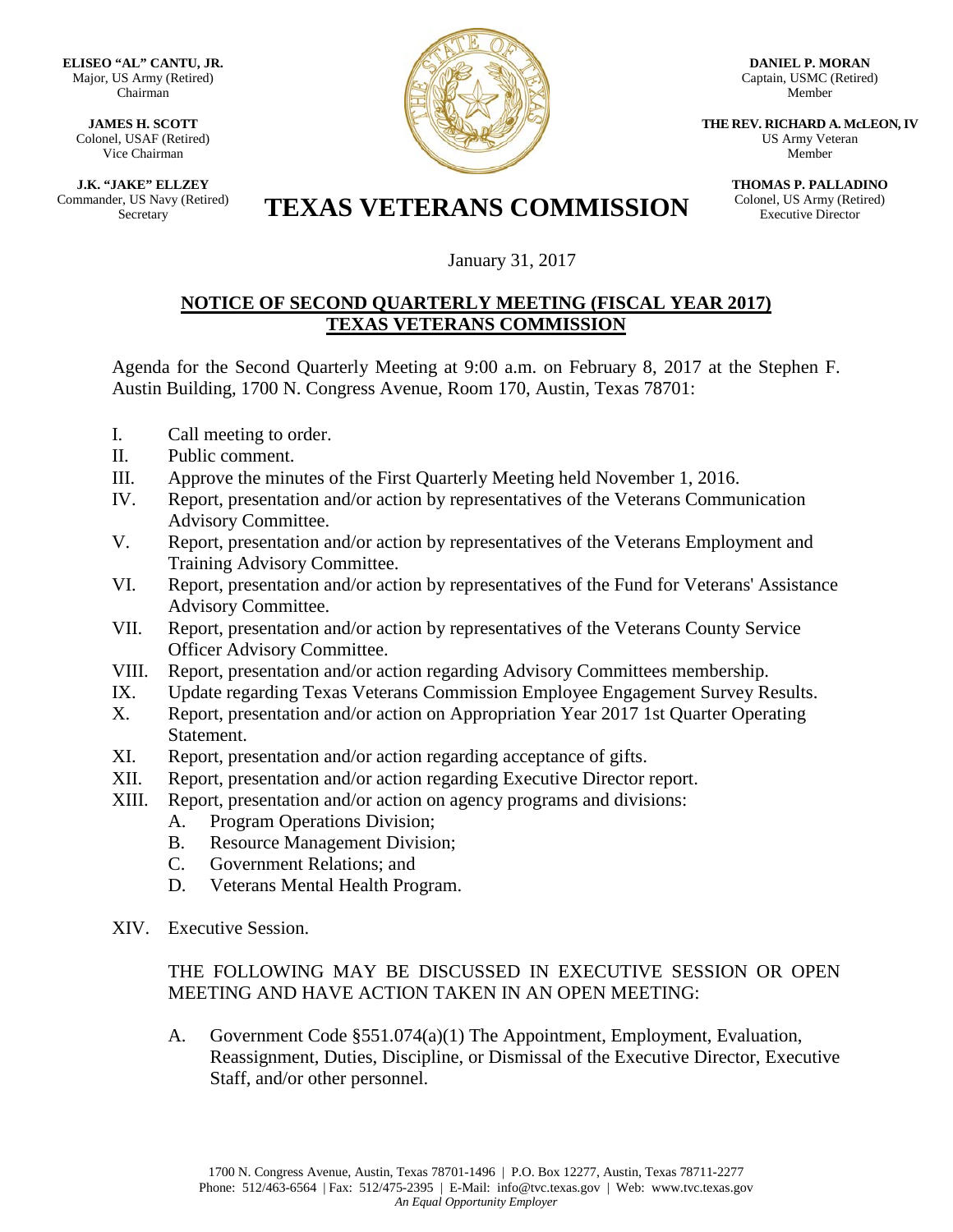**ELISEO "AL" CANTU, JR.**
Major, US Army (Retired)
Chairman

**JAMES H. SCOTT**
Colonel, USAF (Retired)
Vice Chairman

**J.K. "JAKE" ELLZEY**
Commander, US Navy (Retired)
Secretary

**DANIEL P. MORAN**
Captain, USMC (Retired)
Member

**THE REV. RICHARD A. McLEON, IV**
US Army Veteran
Member

**THOMAS P. PALLADINO**
Colonel, US Army (Retired)
Executive Director

# TEXAS VETERANS COMMISSION

January 31, 2017

## NOTICE OF SECOND QUARTERLY MEETING (FISCAL YEAR 2017) TEXAS VETERANS COMMISSION

Agenda for the Second Quarterly Meeting at 9:00 a.m. on February 8, 2017 at the Stephen F. Austin Building, 1700 N. Congress Avenue, Room 170, Austin, Texas 78701:

I. Call meeting to order.
II. Public comment.
III. Approve the minutes of the First Quarterly Meeting held November 1, 2016.
IV. Report, presentation and/or action by representatives of the Veterans Communication Advisory Committee.
V. Report, presentation and/or action by representatives of the Veterans Employment and Training Advisory Committee.
VI. Report, presentation and/or action by representatives of the Fund for Veterans' Assistance Advisory Committee.
VII. Report, presentation and/or action by representatives of the Veterans County Service Officer Advisory Committee.
VIII. Report, presentation and/or action regarding Advisory Committees membership.
IX. Update regarding Texas Veterans Commission Employee Engagement Survey Results.
X. Report, presentation and/or action on Appropriation Year 2017 1st Quarter Operating Statement.
XI. Report, presentation and/or action regarding acceptance of gifts.
XII. Report, presentation and/or action regarding Executive Director report.
XIII. Report, presentation and/or action on agency programs and divisions:
  A. Program Operations Division;
  B. Resource Management Division;
  C. Government Relations; and
  D. Veterans Mental Health Program.

XIV. Executive Session.

THE FOLLOWING MAY BE DISCUSSED IN EXECUTIVE SESSION OR OPEN MEETING AND HAVE ACTION TAKEN IN AN OPEN MEETING:

  A. Government Code §551.074(a)(1) The Appointment, Employment, Evaluation, Reassignment, Duties, Discipline, or Dismissal of the Executive Director, Executive Staff, and/or other personnel.

1700 N. Congress Avenue, Austin, Texas 78701-1496 | P.O. Box 12277, Austin, Texas 78711-2277
Phone: 512/463-6564 | Fax: 512/475-2395 | E-Mail: info@tvc.texas.gov | Web: www.tvc.texas.gov
*An Equal Opportunity Employer*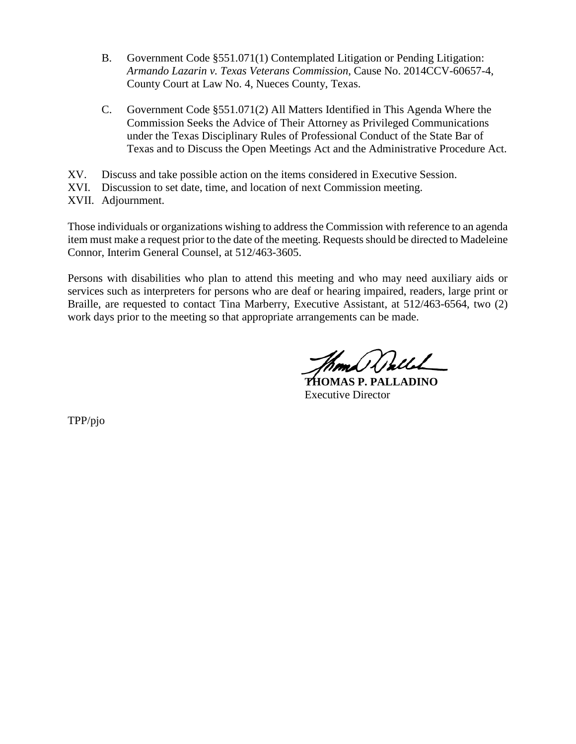B. Government Code §551.071(1) Contemplated Litigation or Pending Litigation: *Armando Lazarin v. Texas Veterans Commission*, Cause No. 2014CCV-60657-4, County Court at Law No. 4, Nueces County, Texas.

C. Government Code §551.071(2) All Matters Identified in This Agenda Where the Commission Seeks the Advice of Their Attorney as Privileged Communications under the Texas Disciplinary Rules of Professional Conduct of the State Bar of Texas and to Discuss the Open Meetings Act and the Administrative Procedure Act.

XV. Discuss and take possible action on the items considered in Executive Session.
XVI. Discussion to set date, time, and location of next Commission meeting.
XVII. Adjournment.

Those individuals or organizations wishing to address the Commission with reference to an agenda item must make a request prior to the date of the meeting. Requests should be directed to Madeleine Connor, Interim General Counsel, at 512/463-3605.

Persons with disabilities who plan to attend this meeting and who may need auxiliary aids or services such as interpreters for persons who are deaf or hearing impaired, readers, large print or Braille, are requested to contact Tina Marberry, Executive Assistant, at 512/463-6564, two (2) work days prior to the meeting so that appropriate arrangements can be made.

**THOMAS P. PALLADINO**
Executive Director

TPP/pjo